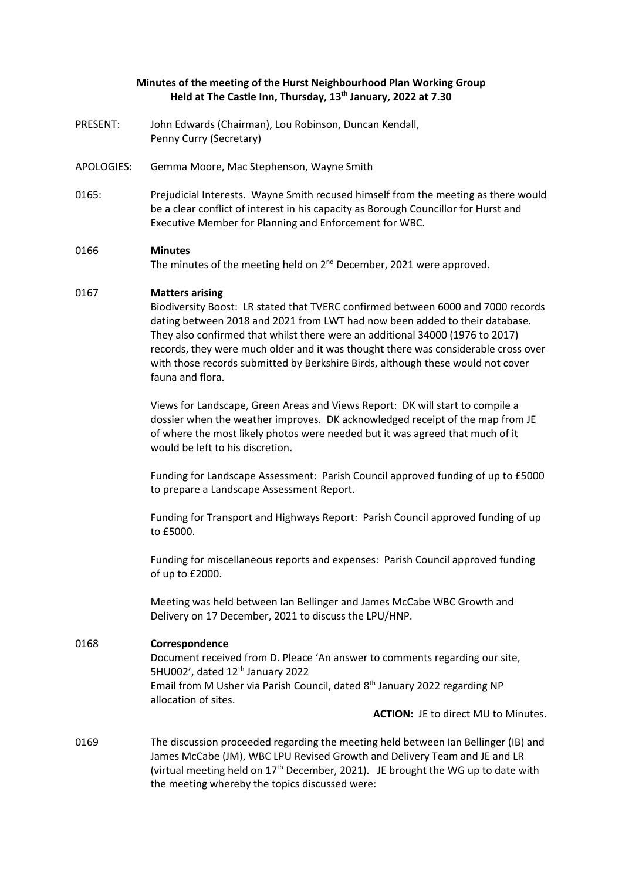**Minutes of the meeting of the Hurst Neighbourhood Plan Working Group**
**Held at The Castle Inn, Thursday, 13th January, 2022 at 7.30**

PRESENT: John Edwards (Chairman), Lou Robinson, Duncan Kendall, Penny Curry (Secretary)

APOLOGIES: Gemma Moore, Mac Stephenson, Wayne Smith

0165: Prejudicial Interests. Wayne Smith recused himself from the meeting as there would be a clear conflict of interest in his capacity as Borough Councillor for Hurst and Executive Member for Planning and Enforcement for WBC.

0166 **Minutes**

The minutes of the meeting held on 2nd December, 2021 were approved.

0167 **Matters arising**

Biodiversity Boost: LR stated that TVERC confirmed between 6000 and 7000 records dating between 2018 and 2021 from LWT had now been added to their database. They also confirmed that whilst there were an additional 34000 (1976 to 2017) records, they were much older and it was thought there was considerable cross over with those records submitted by Berkshire Birds, although these would not cover fauna and flora.

Views for Landscape, Green Areas and Views Report: DK will start to compile a dossier when the weather improves. DK acknowledged receipt of the map from JE of where the most likely photos were needed but it was agreed that much of it would be left to his discretion.

Funding for Landscape Assessment: Parish Council approved funding of up to £5000 to prepare a Landscape Assessment Report.

Funding for Transport and Highways Report: Parish Council approved funding of up to £5000.

Funding for miscellaneous reports and expenses: Parish Council approved funding of up to £2000.

Meeting was held between Ian Bellinger and James McCabe WBC Growth and Delivery on 17 December, 2021 to discuss the LPU/HNP.

0168 **Correspondence**

Document received from D. Pleace 'An answer to comments regarding our site, 5HU002', dated 12th January 2022

Email from M Usher via Parish Council, dated 8th January 2022 regarding NP allocation of sites.

**ACTION:** JE to direct MU to Minutes.

0169 The discussion proceeded regarding the meeting held between Ian Bellinger (IB) and James McCabe (JM), WBC LPU Revised Growth and Delivery Team and JE and LR (virtual meeting held on 17th December, 2021). JE brought the WG up to date with the meeting whereby the topics discussed were: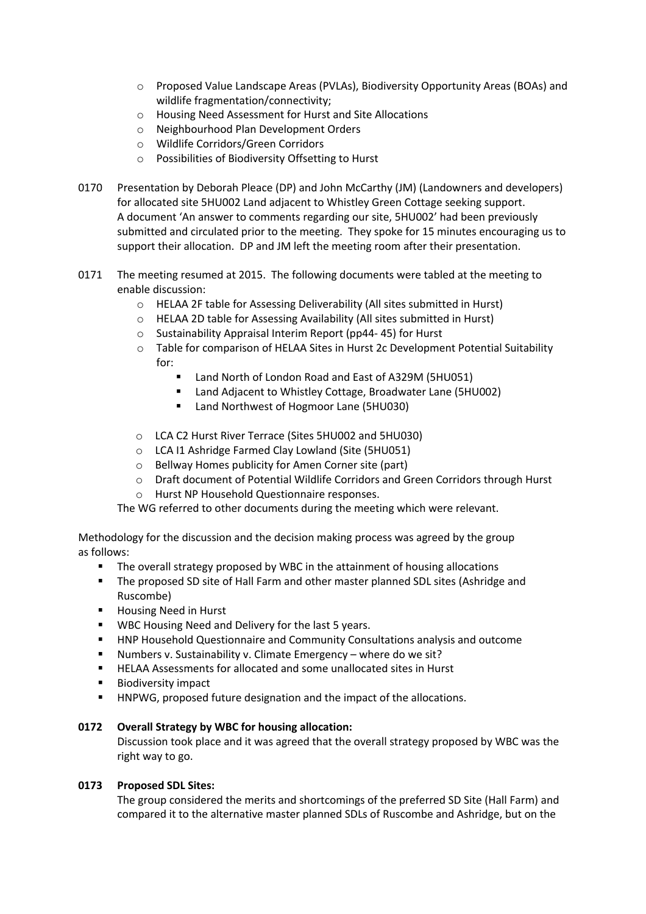- Proposed Value Landscape Areas (PVLAs), Biodiversity Opportunity Areas (BOAs) and wildlife fragmentation/connectivity;
- Housing Need Assessment for Hurst and Site Allocations
- Neighbourhood Plan Development Orders
- Wildlife Corridors/Green Corridors
- Possibilities of Biodiversity Offsetting to Hurst

0170 Presentation by Deborah Pleace (DP) and John McCarthy (JM) (Landowners and developers) for allocated site 5HU002 Land adjacent to Whistley Green Cottage seeking support. A document 'An answer to comments regarding our site, 5HU002' had been previously submitted and circulated prior to the meeting. They spoke for 15 minutes encouraging us to support their allocation. DP and JM left the meeting room after their presentation.

0171 The meeting resumed at 2015. The following documents were tabled at the meeting to enable discussion:

- HELAA 2F table for Assessing Deliverability (All sites submitted in Hurst)
- HELAA 2D table for Assessing Availability (All sites submitted in Hurst)
- Sustainability Appraisal Interim Report (pp44- 45) for Hurst
- Table for comparison of HELAA Sites in Hurst 2c Development Potential Suitability for:
  - Land North of London Road and East of A329M (5HU051)
  - Land Adjacent to Whistley Cottage, Broadwater Lane (5HU002)
  - Land Northwest of Hogmoor Lane (5HU030)
- LCA C2 Hurst River Terrace (Sites 5HU002 and 5HU030)
- LCA I1 Ashridge Farmed Clay Lowland (Site (5HU051)
- Bellway Homes publicity for Amen Corner site (part)
- Draft document of Potential Wildlife Corridors and Green Corridors through Hurst
- Hurst NP Household Questionnaire responses.

The WG referred to other documents during the meeting which were relevant.

Methodology for the discussion and the decision making process was agreed by the group as follows:

- The overall strategy proposed by WBC in the attainment of housing allocations
- The proposed SD site of Hall Farm and other master planned SDL sites (Ashridge and Ruscombe)
- Housing Need in Hurst
- WBC Housing Need and Delivery for the last 5 years.
- HNP Household Questionnaire and Community Consultations analysis and outcome
- Numbers v. Sustainability v. Climate Emergency – where do we sit?
- HELAA Assessments for allocated and some unallocated sites in Hurst
- Biodiversity impact
- HNPWG, proposed future designation and the impact of the allocations.

**0172 Overall Strategy by WBC for housing allocation:**

Discussion took place and it was agreed that the overall strategy proposed by WBC was the right way to go.

**0173 Proposed SDL Sites:**

The group considered the merits and shortcomings of the preferred SD Site (Hall Farm) and compared it to the alternative master planned SDLs of Ruscombe and Ashridge, but on the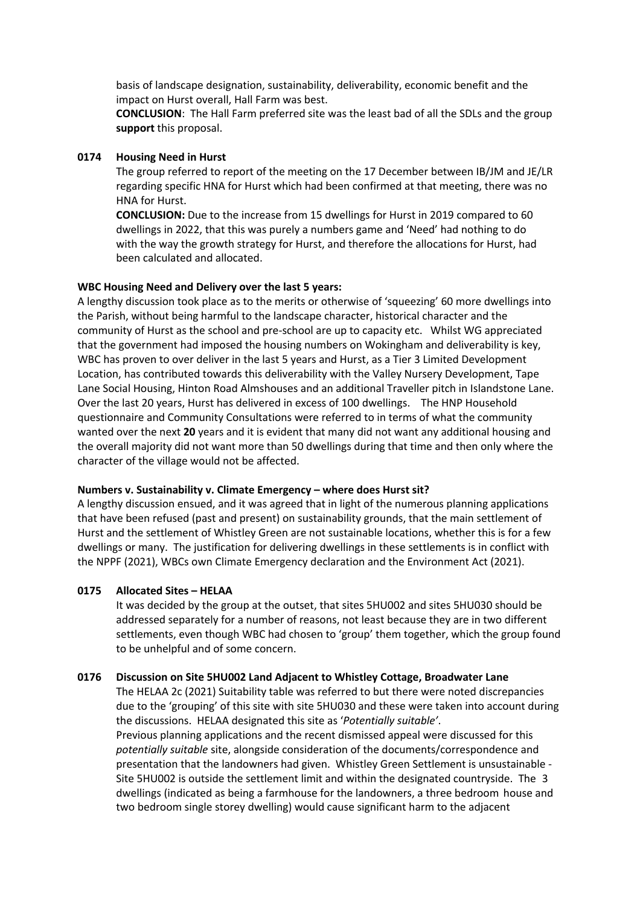basis of landscape designation, sustainability, deliverability, economic benefit and the impact on Hurst overall, Hall Farm was best.

**CONCLUSION**: The Hall Farm preferred site was the least bad of all the SDLs and the group **support** this proposal.

**0174 Housing Need in Hurst**

The group referred to report of the meeting on the 17 December between IB/JM and JE/LR regarding specific HNA for Hurst which had been confirmed at that meeting, there was no HNA for Hurst.

**CONCLUSION:** Due to the increase from 15 dwellings for Hurst in 2019 compared to 60 dwellings in 2022, that this was purely a numbers game and 'Need' had nothing to do with the way the growth strategy for Hurst, and therefore the allocations for Hurst, had been calculated and allocated.

**WBC Housing Need and Delivery over the last 5 years:**

A lengthy discussion took place as to the merits or otherwise of 'squeezing' 60 more dwellings into the Parish, without being harmful to the landscape character, historical character and the community of Hurst as the school and pre-school are up to capacity etc. Whilst WG appreciated that the government had imposed the housing numbers on Wokingham and deliverability is key, WBC has proven to over deliver in the last 5 years and Hurst, as a Tier 3 Limited Development Location, has contributed towards this deliverability with the Valley Nursery Development, Tape Lane Social Housing, Hinton Road Almshouses and an additional Traveller pitch in Islandstone Lane. Over the last 20 years, Hurst has delivered in excess of 100 dwellings. The HNP Household questionnaire and Community Consultations were referred to in terms of what the community wanted over the next **20** years and it is evident that many did not want any additional housing and the overall majority did not want more than 50 dwellings during that time and then only where the character of the village would not be affected.

**Numbers v. Sustainability v. Climate Emergency – where does Hurst sit?**

A lengthy discussion ensued, and it was agreed that in light of the numerous planning applications that have been refused (past and present) on sustainability grounds, that the main settlement of Hurst and the settlement of Whistley Green are not sustainable locations, whether this is for a few dwellings or many. The justification for delivering dwellings in these settlements is in conflict with the NPPF (2021), WBCs own Climate Emergency declaration and the Environment Act (2021).

**0175 Allocated Sites – HELAA**

It was decided by the group at the outset, that sites 5HU002 and sites 5HU030 should be addressed separately for a number of reasons, not least because they are in two different settlements, even though WBC had chosen to 'group' them together, which the group found to be unhelpful and of some concern.

**0176 Discussion on Site 5HU002 Land Adjacent to Whistley Cottage, Broadwater Lane**

The HELAA 2c (2021) Suitability table was referred to but there were noted discrepancies due to the 'grouping' of this site with site 5HU030 and these were taken into account during the discussions. HELAA designated this site as '*Potentially suitable'*.

Previous planning applications and the recent dismissed appeal were discussed for this *potentially suitable* site, alongside consideration of the documents/correspondence and presentation that the landowners had given. Whistley Green Settlement is unsustainable - Site 5HU002 is outside the settlement limit and within the designated countryside. The 3 dwellings (indicated as being a farmhouse for the landowners, a three bedroom house and two bedroom single storey dwelling) would cause significant harm to the adjacent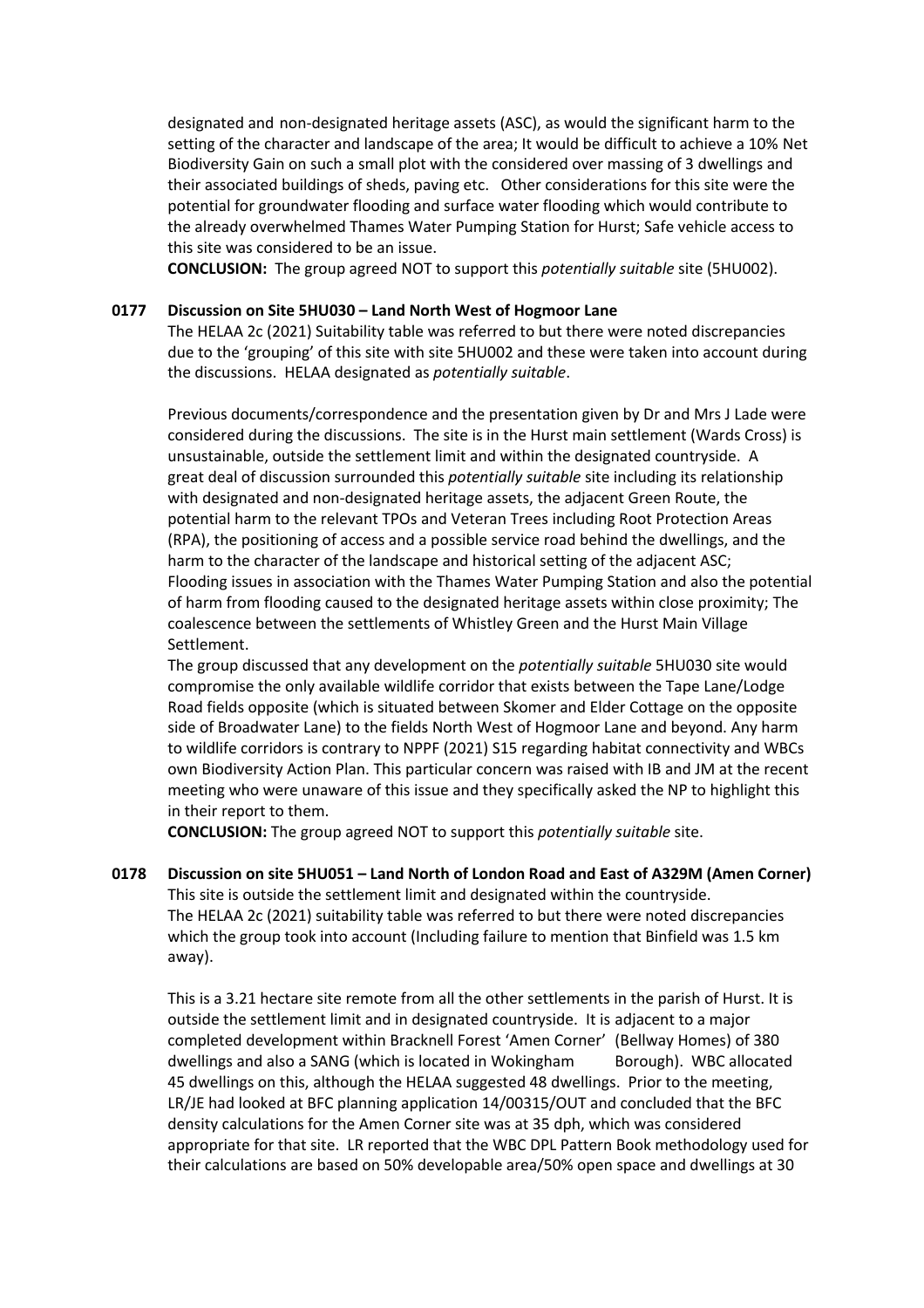designated and non-designated heritage assets (ASC), as would the significant harm to the setting of the character and landscape of the area; It would be difficult to achieve a 10% Net Biodiversity Gain on such a small plot with the considered over massing of 3 dwellings and their associated buildings of sheds, paving etc. Other considerations for this site were the potential for groundwater flooding and surface water flooding which would contribute to the already overwhelmed Thames Water Pumping Station for Hurst; Safe vehicle access to this site was considered to be an issue.

**CONCLUSION:** The group agreed NOT to support this *potentially suitable* site (5HU002).

**0177 Discussion on Site 5HU030 – Land North West of Hogmoor Lane**

The HELAA 2c (2021) Suitability table was referred to but there were noted discrepancies due to the 'grouping' of this site with site 5HU002 and these were taken into account during the discussions. HELAA designated as *potentially suitable*.

Previous documents/correspondence and the presentation given by Dr and Mrs J Lade were considered during the discussions. The site is in the Hurst main settlement (Wards Cross) is unsustainable, outside the settlement limit and within the designated countryside. A great deal of discussion surrounded this *potentially suitable* site including its relationship with designated and non-designated heritage assets, the adjacent Green Route, the potential harm to the relevant TPOs and Veteran Trees including Root Protection Areas (RPA), the positioning of access and a possible service road behind the dwellings, and the harm to the character of the landscape and historical setting of the adjacent ASC; Flooding issues in association with the Thames Water Pumping Station and also the potential of harm from flooding caused to the designated heritage assets within close proximity; The coalescence between the settlements of Whistley Green and the Hurst Main Village Settlement.

The group discussed that any development on the *potentially suitable* 5HU030 site would compromise the only available wildlife corridor that exists between the Tape Lane/Lodge Road fields opposite (which is situated between Skomer and Elder Cottage on the opposite side of Broadwater Lane) to the fields North West of Hogmoor Lane and beyond. Any harm to wildlife corridors is contrary to NPPF (2021) S15 regarding habitat connectivity and WBCs own Biodiversity Action Plan. This particular concern was raised with IB and JM at the recent meeting who were unaware of this issue and they specifically asked the NP to highlight this in their report to them.

**CONCLUSION:** The group agreed NOT to support this *potentially suitable* site.

**0178 Discussion on site 5HU051 – Land North of London Road and East of A329M (Amen Corner)**

This site is outside the settlement limit and designated within the countryside. The HELAA 2c (2021) suitability table was referred to but there were noted discrepancies which the group took into account (Including failure to mention that Binfield was 1.5 km away).

This is a 3.21 hectare site remote from all the other settlements in the parish of Hurst. It is outside the settlement limit and in designated countryside. It is adjacent to a major completed development within Bracknell Forest 'Amen Corner' (Bellway Homes) of 380 dwellings and also a SANG (which is located in Wokingham Borough). WBC allocated 45 dwellings on this, although the HELAA suggested 48 dwellings. Prior to the meeting, LR/JE had looked at BFC planning application 14/00315/OUT and concluded that the BFC density calculations for the Amen Corner site was at 35 dph, which was considered appropriate for that site. LR reported that the WBC DPL Pattern Book methodology used for their calculations are based on 50% developable area/50% open space and dwellings at 30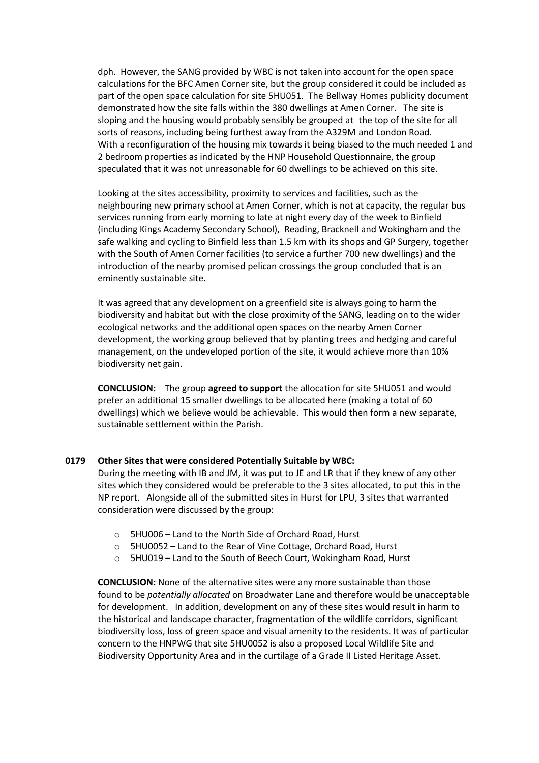dph. However, the SANG provided by WBC is not taken into account for the open space calculations for the BFC Amen Corner site, but the group considered it could be included as part of the open space calculation for site 5HU051. The Bellway Homes publicity document demonstrated how the site falls within the 380 dwellings at Amen Corner. The site is sloping and the housing would probably sensibly be grouped at the top of the site for all sorts of reasons, including being furthest away from the A329M and London Road. With a reconfiguration of the housing mix towards it being biased to the much needed 1 and 2 bedroom properties as indicated by the HNP Household Questionnaire, the group speculated that it was not unreasonable for 60 dwellings to be achieved on this site.

Looking at the sites accessibility, proximity to services and facilities, such as the neighbouring new primary school at Amen Corner, which is not at capacity, the regular bus services running from early morning to late at night every day of the week to Binfield (including Kings Academy Secondary School), Reading, Bracknell and Wokingham and the safe walking and cycling to Binfield less than 1.5 km with its shops and GP Surgery, together with the South of Amen Corner facilities (to service a further 700 new dwellings) and the introduction of the nearby promised pelican crossings the group concluded that is an eminently sustainable site.

It was agreed that any development on a greenfield site is always going to harm the biodiversity and habitat but with the close proximity of the SANG, leading on to the wider ecological networks and the additional open spaces on the nearby Amen Corner development, the working group believed that by planting trees and hedging and careful management, on the undeveloped portion of the site, it would achieve more than 10% biodiversity net gain.

**CONCLUSION:** The group **agreed to support** the allocation for site 5HU051 and would prefer an additional 15 smaller dwellings to be allocated here (making a total of 60 dwellings) which we believe would be achievable. This would then form a new separate, sustainable settlement within the Parish.

**0179 Other Sites that were considered Potentially Suitable by WBC:**

During the meeting with IB and JM, it was put to JE and LR that if they knew of any other sites which they considered would be preferable to the 3 sites allocated, to put this in the NP report. Alongside all of the submitted sites in Hurst for LPU, 3 sites that warranted consideration were discussed by the group:

- 5HU006 – Land to the North Side of Orchard Road, Hurst
- 5HU0052 – Land to the Rear of Vine Cottage, Orchard Road, Hurst
- 5HU019 – Land to the South of Beech Court, Wokingham Road, Hurst

**CONCLUSION:** None of the alternative sites were any more sustainable than those found to be *potentially allocated* on Broadwater Lane and therefore would be unacceptable for development. In addition, development on any of these sites would result in harm to the historical and landscape character, fragmentation of the wildlife corridors, significant biodiversity loss, loss of green space and visual amenity to the residents. It was of particular concern to the HNPWG that site 5HU0052 is also a proposed Local Wildlife Site and Biodiversity Opportunity Area and in the curtilage of a Grade II Listed Heritage Asset.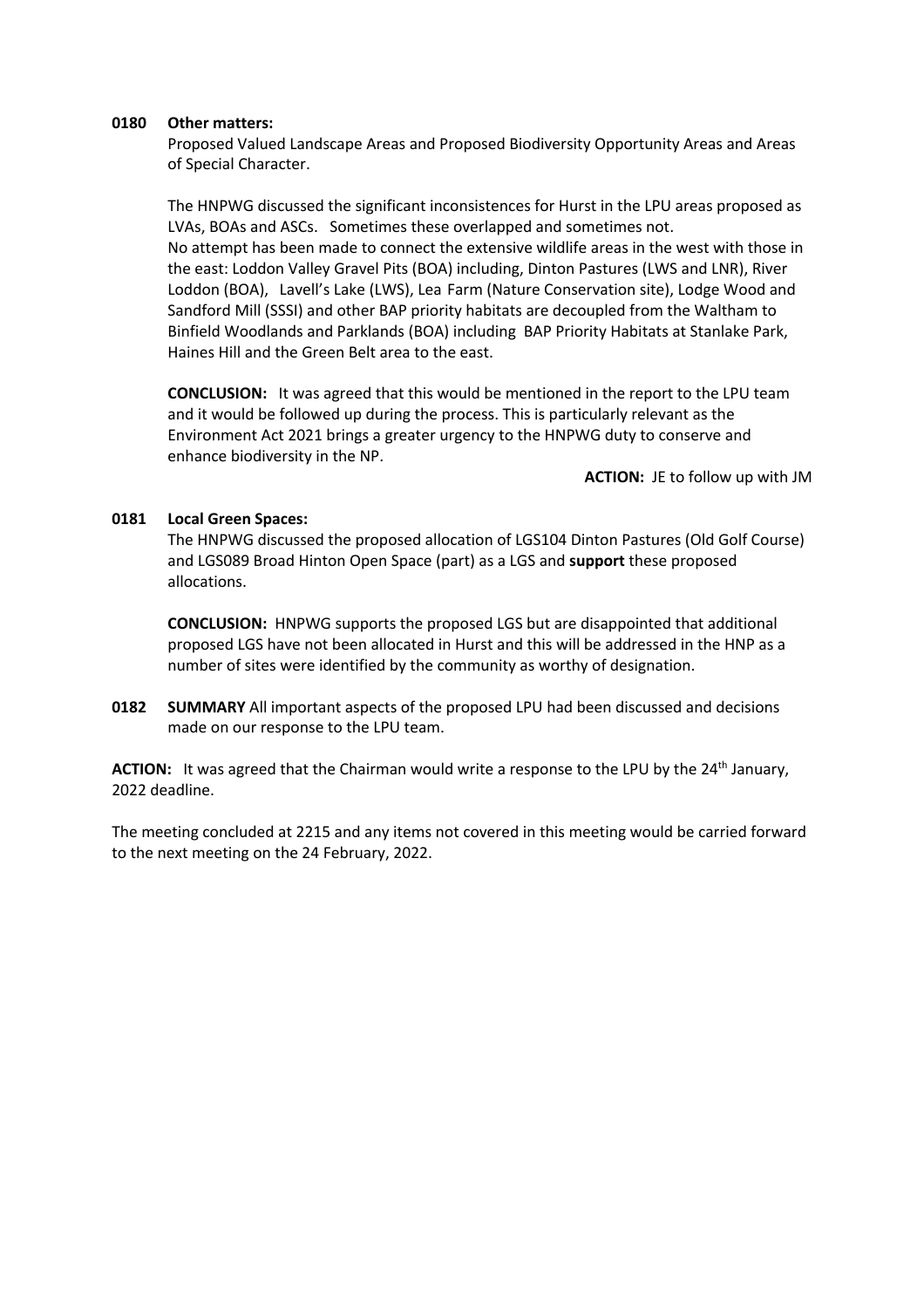**0180 Other matters:**

Proposed Valued Landscape Areas and Proposed Biodiversity Opportunity Areas and Areas of Special Character.

The HNPWG discussed the significant inconsistences for Hurst in the LPU areas proposed as LVAs, BOAs and ASCs. Sometimes these overlapped and sometimes not.
No attempt has been made to connect the extensive wildlife areas in the west with those in the east: Loddon Valley Gravel Pits (BOA) including, Dinton Pastures (LWS and LNR), River Loddon (BOA), Lavell's Lake (LWS), Lea Farm (Nature Conservation site), Lodge Wood and Sandford Mill (SSSI) and other BAP priority habitats are decoupled from the Waltham to Binfield Woodlands and Parklands (BOA) including BAP Priority Habitats at Stanlake Park, Haines Hill and the Green Belt area to the east.

**CONCLUSION:** It was agreed that this would be mentioned in the report to the LPU team and it would be followed up during the process. This is particularly relevant as the Environment Act 2021 brings a greater urgency to the HNPWG duty to conserve and enhance biodiversity in the NP.

**ACTION:** JE to follow up with JM

**0181 Local Green Spaces:**

The HNPWG discussed the proposed allocation of LGS104 Dinton Pastures (Old Golf Course) and LGS089 Broad Hinton Open Space (part) as a LGS and **support** these proposed allocations.

**CONCLUSION:** HNPWG supports the proposed LGS but are disappointed that additional proposed LGS have not been allocated in Hurst and this will be addressed in the HNP as a number of sites were identified by the community as worthy of designation.

**0182 SUMMARY** All important aspects of the proposed LPU had been discussed and decisions made on our response to the LPU team.

**ACTION:** It was agreed that the Chairman would write a response to the LPU by the 24th January, 2022 deadline.

The meeting concluded at 2215 and any items not covered in this meeting would be carried forward to the next meeting on the 24 February, 2022.